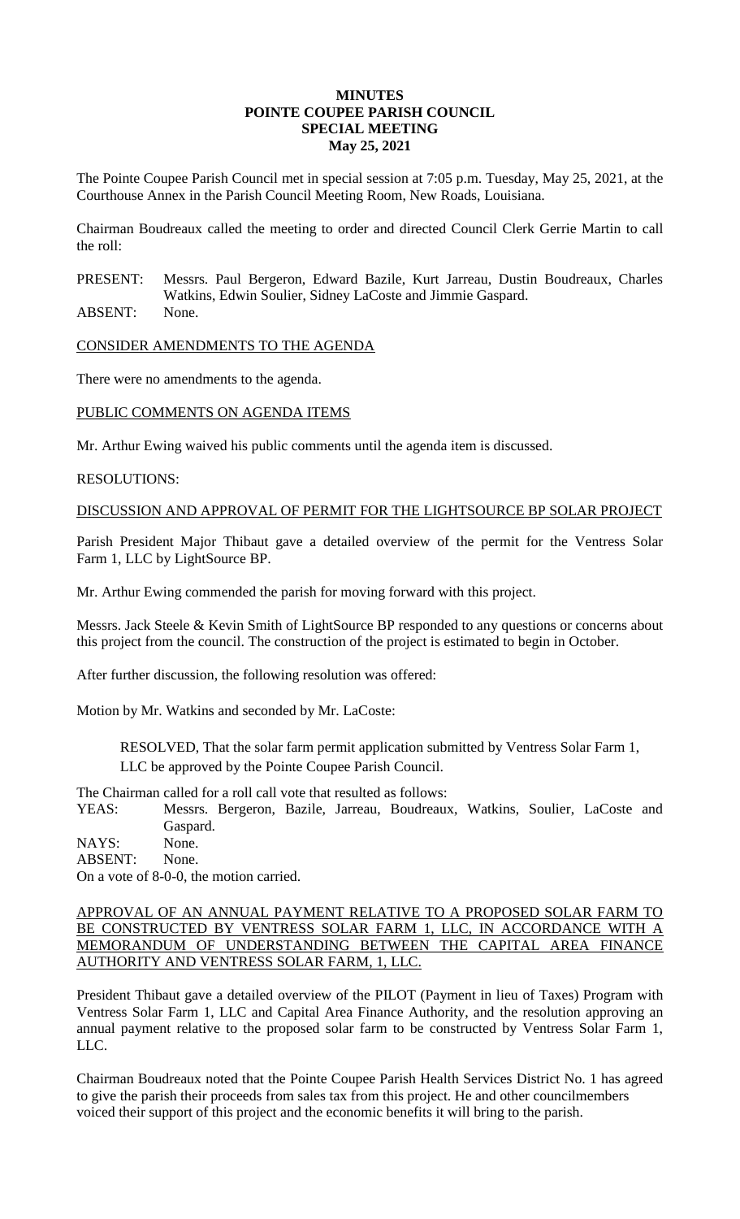# MINUTES
# POINTE COUPEE PARISH COUNCIL
# SPECIAL MEETING
# May 25, 2021

The Pointe Coupee Parish Council met in special session at 7:05 p.m. Tuesday, May 25, 2021, at the Courthouse Annex in the Parish Council Meeting Room, New Roads, Louisiana.

Chairman Boudreaux called the meeting to order and directed Council Clerk Gerrie Martin to call the roll:

PRESENT: Messrs. Paul Bergeron, Edward Bazile, Kurt Jarreau, Dustin Boudreaux, Charles Watkins, Edwin Soulier, Sidney LaCoste and Jimmie Gaspard.
ABSENT: None.

CONSIDER AMENDMENTS TO THE AGENDA

There were no amendments to the agenda.

PUBLIC COMMENTS ON AGENDA ITEMS

Mr. Arthur Ewing waived his public comments until the agenda item is discussed.

RESOLUTIONS:

DISCUSSION AND APPROVAL OF PERMIT FOR THE LIGHTSOURCE BP SOLAR PROJECT

Parish President Major Thibaut gave a detailed overview of the permit for the Ventress Solar Farm 1, LLC by LightSource BP.

Mr. Arthur Ewing commended the parish for moving forward with this project.

Messrs. Jack Steele & Kevin Smith of LightSource BP responded to any questions or concerns about this project from the council. The construction of the project is estimated to begin in October.

After further discussion, the following resolution was offered:

Motion by Mr. Watkins and seconded by Mr. LaCoste:

> RESOLVED, That the solar farm permit application submitted by Ventress Solar Farm 1, LLC be approved by the Pointe Coupee Parish Council.

The Chairman called for a roll call vote that resulted as follows:
YEAS: Messrs. Bergeron, Bazile, Jarreau, Boudreaux, Watkins, Soulier, LaCoste and Gaspard.
NAYS: None.
ABSENT: None.
On a vote of 8-0-0, the motion carried.

APPROVAL OF AN ANNUAL PAYMENT RELATIVE TO A PROPOSED SOLAR FARM TO BE CONSTRUCTED BY VENTRESS SOLAR FARM 1, LLC, IN ACCORDANCE WITH A MEMORANDUM OF UNDERSTANDING BETWEEN THE CAPITAL AREA FINANCE AUTHORITY AND VENTRESS SOLAR FARM, 1, LLC.

President Thibaut gave a detailed overview of the PILOT (Payment in lieu of Taxes) Program with Ventress Solar Farm 1, LLC and Capital Area Finance Authority, and the resolution approving an annual payment relative to the proposed solar farm to be constructed by Ventress Solar Farm 1, LLC.

Chairman Boudreaux noted that the Pointe Coupee Parish Health Services District No. 1 has agreed to give the parish their proceeds from sales tax from this project. He and other councilmembers voiced their support of this project and the economic benefits it will bring to the parish.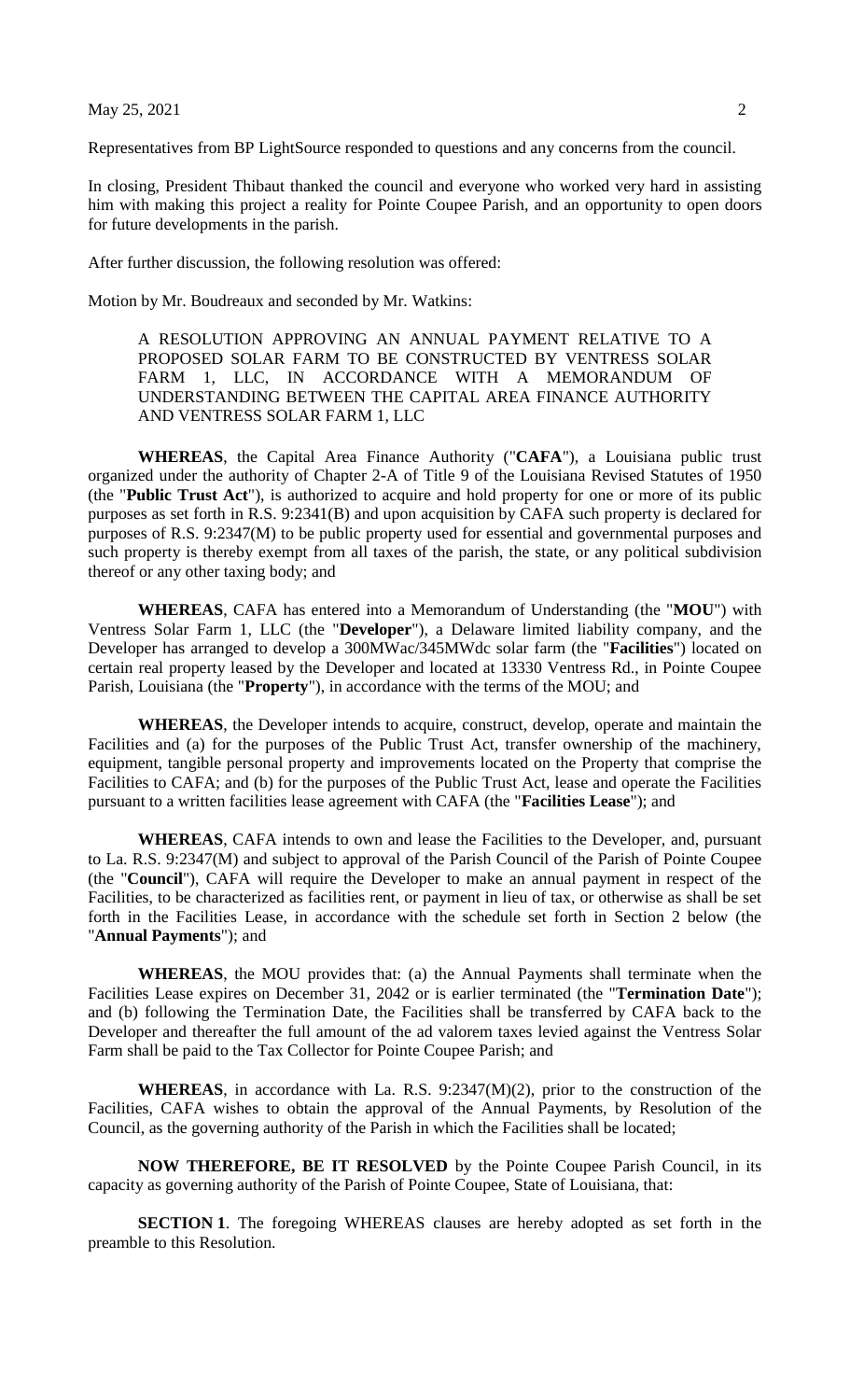Representatives from BP LightSource responded to questions and any concerns from the council.

In closing, President Thibaut thanked the council and everyone who worked very hard in assisting him with making this project a reality for Pointe Coupee Parish, and an opportunity to open doors for future developments in the parish.

After further discussion, the following resolution was offered:

Motion by Mr. Boudreaux and seconded by Mr. Watkins:

A RESOLUTION APPROVING AN ANNUAL PAYMENT RELATIVE TO A PROPOSED SOLAR FARM TO BE CONSTRUCTED BY VENTRESS SOLAR FARM 1, LLC, IN ACCORDANCE WITH A MEMORANDUM OF UNDERSTANDING BETWEEN THE CAPITAL AREA FINANCE AUTHORITY AND VENTRESS SOLAR FARM 1, LLC

**WHEREAS**, the Capital Area Finance Authority ("**CAFA**"), a Louisiana public trust organized under the authority of Chapter 2-A of Title 9 of the Louisiana Revised Statutes of 1950 (the "**Public Trust Act**"), is authorized to acquire and hold property for one or more of its public purposes as set forth in R.S. 9:2341(B) and upon acquisition by CAFA such property is declared for purposes of R.S. 9:2347(M) to be public property used for essential and governmental purposes and such property is thereby exempt from all taxes of the parish, the state, or any political subdivision thereof or any other taxing body; and

**WHEREAS**, CAFA has entered into a Memorandum of Understanding (the "**MOU**") with Ventress Solar Farm 1, LLC (the "**Developer**"), a Delaware limited liability company, and the Developer has arranged to develop a 300MWac/345MWdc solar farm (the "**Facilities**") located on certain real property leased by the Developer and located at 13330 Ventress Rd., in Pointe Coupee Parish, Louisiana (the "**Property**"), in accordance with the terms of the MOU; and

**WHEREAS**, the Developer intends to acquire, construct, develop, operate and maintain the Facilities and (a) for the purposes of the Public Trust Act, transfer ownership of the machinery, equipment, tangible personal property and improvements located on the Property that comprise the Facilities to CAFA; and (b) for the purposes of the Public Trust Act, lease and operate the Facilities pursuant to a written facilities lease agreement with CAFA (the "**Facilities Lease**"); and

**WHEREAS**, CAFA intends to own and lease the Facilities to the Developer, and, pursuant to La. R.S. 9:2347(M) and subject to approval of the Parish Council of the Parish of Pointe Coupee (the "**Council**"), CAFA will require the Developer to make an annual payment in respect of the Facilities, to be characterized as facilities rent, or payment in lieu of tax, or otherwise as shall be set forth in the Facilities Lease, in accordance with the schedule set forth in Section 2 below (the "**Annual Payments**"); and

**WHEREAS**, the MOU provides that: (a) the Annual Payments shall terminate when the Facilities Lease expires on December 31, 2042 or is earlier terminated (the "**Termination Date**"); and (b) following the Termination Date, the Facilities shall be transferred by CAFA back to the Developer and thereafter the full amount of the ad valorem taxes levied against the Ventress Solar Farm shall be paid to the Tax Collector for Pointe Coupee Parish; and

**WHEREAS**, in accordance with La. R.S. 9:2347(M)(2), prior to the construction of the Facilities, CAFA wishes to obtain the approval of the Annual Payments, by Resolution of the Council, as the governing authority of the Parish in which the Facilities shall be located;

**NOW THEREFORE, BE IT RESOLVED** by the Pointe Coupee Parish Council, in its capacity as governing authority of the Parish of Pointe Coupee, State of Louisiana, that:

**SECTION 1**. The foregoing WHEREAS clauses are hereby adopted as set forth in the preamble to this Resolution.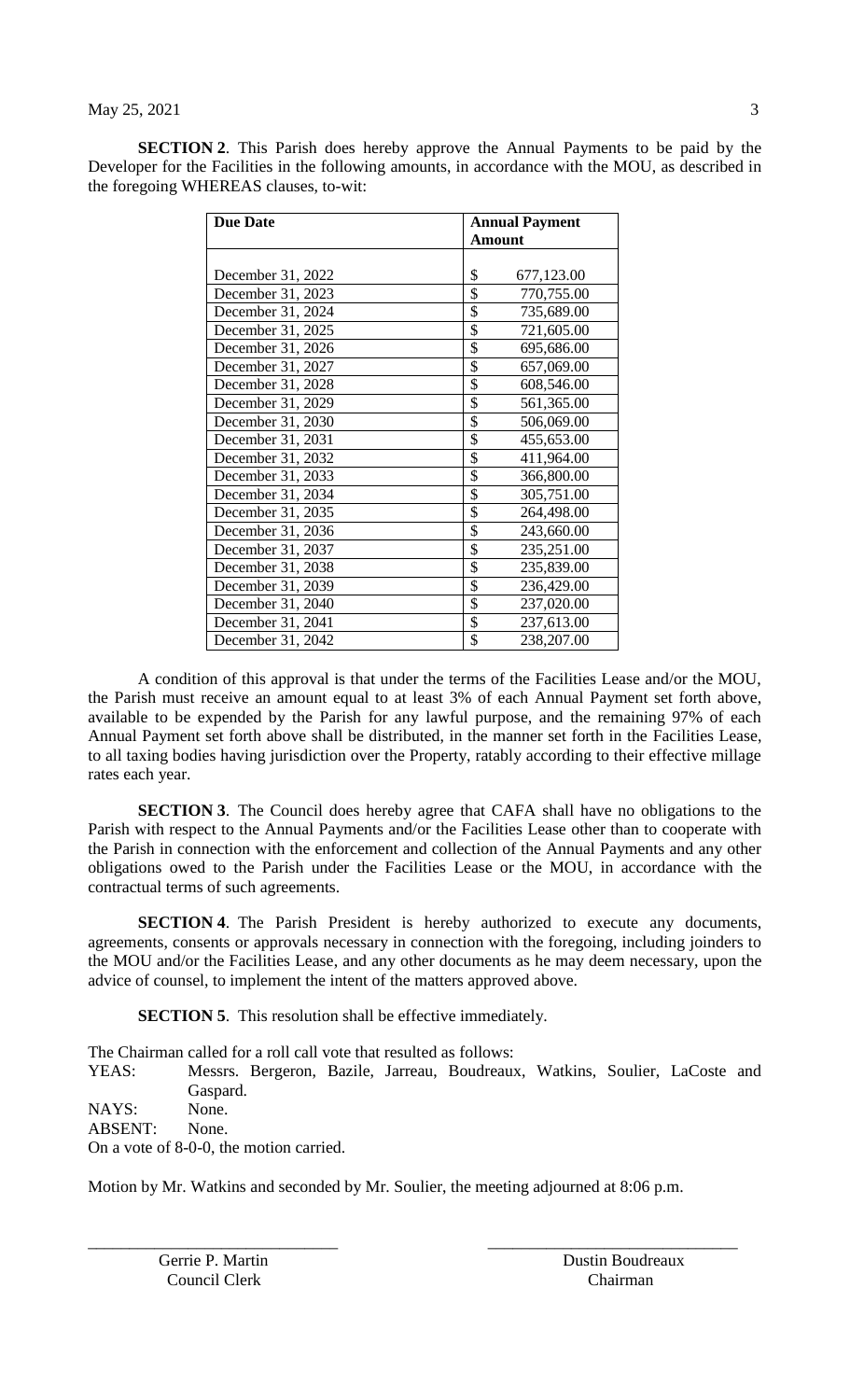**SECTION 2**. This Parish does hereby approve the Annual Payments to be paid by the Developer for the Facilities in the following amounts, in accordance with the MOU, as described in the foregoing WHEREAS clauses, to-wit:

| Due Date | Annual Payment Amount |
|---|---|
| December 31, 2022 | $ 677,123.00 |
| December 31, 2023 | $ 770,755.00 |
| December 31, 2024 | $ 735,689.00 |
| December 31, 2025 | $ 721,605.00 |
| December 31, 2026 | $ 695,686.00 |
| December 31, 2027 | $ 657,069.00 |
| December 31, 2028 | $ 608,546.00 |
| December 31, 2029 | $ 561,365.00 |
| December 31, 2030 | $ 506,069.00 |
| December 31, 2031 | $ 455,653.00 |
| December 31, 2032 | $ 411,964.00 |
| December 31, 2033 | $ 366,800.00 |
| December 31, 2034 | $ 305,751.00 |
| December 31, 2035 | $ 264,498.00 |
| December 31, 2036 | $ 243,660.00 |
| December 31, 2037 | $ 235,251.00 |
| December 31, 2038 | $ 235,839.00 |
| December 31, 2039 | $ 236,429.00 |
| December 31, 2040 | $ 237,020.00 |
| December 31, 2041 | $ 237,613.00 |
| December 31, 2042 | $ 238,207.00 |

A condition of this approval is that under the terms of the Facilities Lease and/or the MOU, the Parish must receive an amount equal to at least 3% of each Annual Payment set forth above, available to be expended by the Parish for any lawful purpose, and the remaining 97% of each Annual Payment set forth above shall be distributed, in the manner set forth in the Facilities Lease, to all taxing bodies having jurisdiction over the Property, ratably according to their effective millage rates each year.

**SECTION 3**. The Council does hereby agree that CAFA shall have no obligations to the Parish with respect to the Annual Payments and/or the Facilities Lease other than to cooperate with the Parish in connection with the enforcement and collection of the Annual Payments and any other obligations owed to the Parish under the Facilities Lease or the MOU, in accordance with the contractual terms of such agreements.

**SECTION 4**. The Parish President is hereby authorized to execute any documents, agreements, consents or approvals necessary in connection with the foregoing, including joinders to the MOU and/or the Facilities Lease, and any other documents as he may deem necessary, upon the advice of counsel, to implement the intent of the matters approved above.

**SECTION 5**. This resolution shall be effective immediately.

The Chairman called for a roll call vote that resulted as follows:

YEAS: Messrs. Bergeron, Bazile, Jarreau, Boudreaux, Watkins, Soulier, LaCoste and Gaspard.

NAYS: None.

ABSENT: None.

On a vote of 8-0-0, the motion carried.

Motion by Mr. Watkins and seconded by Mr. Soulier, the meeting adjourned at 8:06 p.m.

______________________________
Gerrie P. Martin
Council Clerk

______________________________
Dustin Boudreaux
Chairman